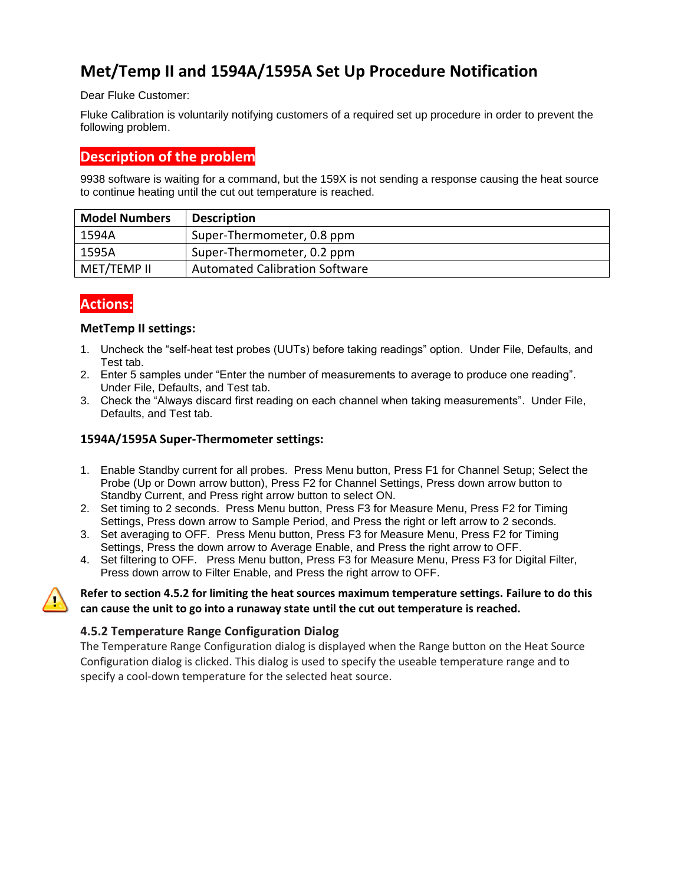# Met/Temp II and 1594A/1595A Set Up Procedure Notification

Dear Fluke Customer:

Fluke Calibration is voluntarily notifying customers of a required set up procedure in order to prevent the following problem.

## Description of the problem

9938 software is waiting for a command, but the 159X is not sending a response causing the heat source to continue heating until the cut out temperature is reached.

| Model Numbers | Description |
|---|---|
| 1594A | Super-Thermometer, 0.8 ppm |
| 1595A | Super-Thermometer, 0.2 ppm |
| MET/TEMP II | Automated Calibration Software |

## Actions:

### MetTemp II settings:

1. Uncheck the "self-heat test probes (UUTs) before taking readings" option. Under File, Defaults, and Test tab.
2. Enter 5 samples under "Enter the number of measurements to average to produce one reading". Under File, Defaults, and Test tab.
3. Check the "Always discard first reading on each channel when taking measurements". Under File, Defaults, and Test tab.

### 1594A/1595A Super-Thermometer settings:

1. Enable Standby current for all probes. Press Menu button, Press F1 for Channel Setup; Select the Probe (Up or Down arrow button), Press F2 for Channel Settings, Press down arrow button to Standby Current, and Press right arrow button to select ON.
2. Set timing to 2 seconds. Press Menu button, Press F3 for Measure Menu, Press F2 for Timing Settings, Press down arrow to Sample Period, and Press the right or left arrow to 2 seconds.
3. Set averaging to OFF. Press Menu button, Press F3 for Measure Menu, Press F2 for Timing Settings, Press the down arrow to Average Enable, and Press the right arrow to OFF.
4. Set filtering to OFF. Press Menu button, Press F3 for Measure Menu, Press F3 for Digital Filter, Press down arrow to Filter Enable, and Press the right arrow to OFF.

**Refer to section 4.5.2 for limiting the heat sources maximum temperature settings. Failure to do this can cause the unit to go into a runaway state until the cut out temperature is reached.**

### 4.5.2 Temperature Range Configuration Dialog

The Temperature Range Configuration dialog is displayed when the Range button on the Heat Source Configuration dialog is clicked. This dialog is used to specify the useable temperature range and to specify a cool-down temperature for the selected heat source.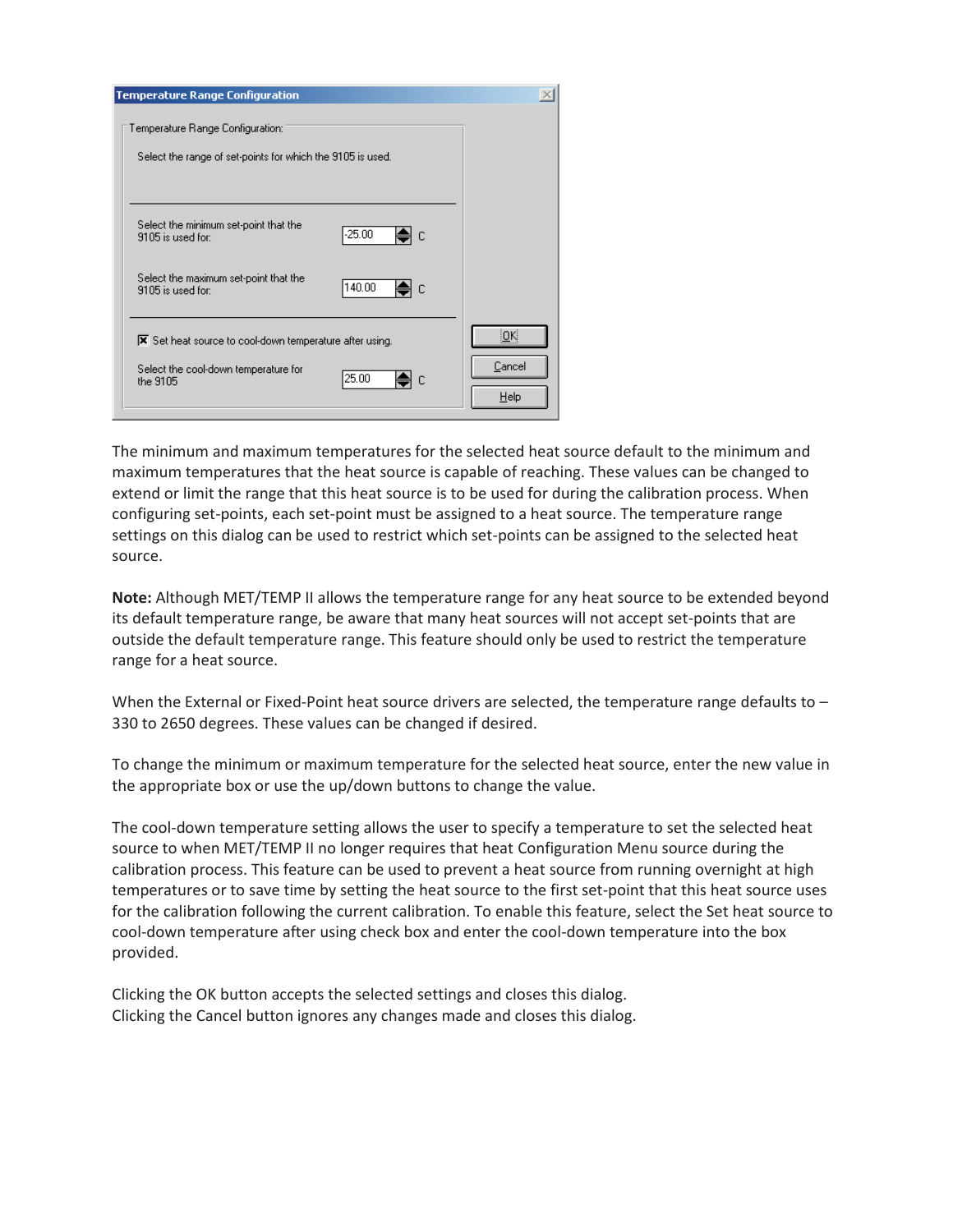Temperature Range Configuration

Temperature Range Configuration:

Select the range of set-points for which the 9105 is used.

Select the minimum set-point that the 9105 is used for: -25.00 C

Select the maximum set-point that the 9105 is used for: 140.00 C

[X] Set heat source to cool-down temperature after using.

Select the cool-down temperature for the 9105: 25.00 C

OK

Cancel

Help

The minimum and maximum temperatures for the selected heat source default to the minimum and maximum temperatures that the heat source is capable of reaching. These values can be changed to extend or limit the range that this heat source is to be used for during the calibration process. When configuring set-points, each set-point must be assigned to a heat source. The temperature range settings on this dialog can be used to restrict which set-points can be assigned to the selected heat source.

**Note:** Although MET/TEMP II allows the temperature range for any heat source to be extended beyond its default temperature range, be aware that many heat sources will not accept set-points that are outside the default temperature range. This feature should only be used to restrict the temperature range for a heat source.

When the External or Fixed-Point heat source drivers are selected, the temperature range defaults to –330 to 2650 degrees. These values can be changed if desired.

To change the minimum or maximum temperature for the selected heat source, enter the new value in the appropriate box or use the up/down buttons to change the value.

The cool-down temperature setting allows the user to specify a temperature to set the selected heat source to when MET/TEMP II no longer requires that heat Configuration Menu source during the calibration process. This feature can be used to prevent a heat source from running overnight at high temperatures or to save time by setting the heat source to the first set-point that this heat source uses for the calibration following the current calibration. To enable this feature, select the Set heat source to cool-down temperature after using check box and enter the cool-down temperature into the box provided.

Clicking the OK button accepts the selected settings and closes this dialog.
Clicking the Cancel button ignores any changes made and closes this dialog.